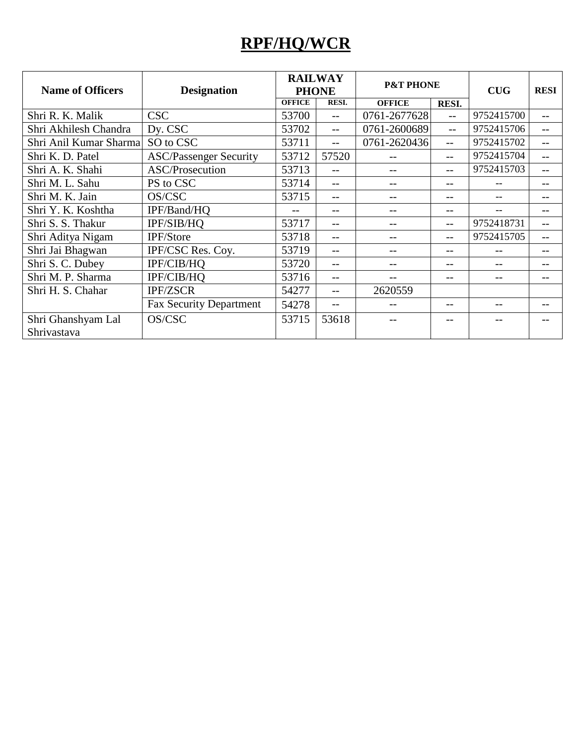# RPF/HQ/WCR

| Name of Officers | Designation | RAILWAY PHONE | | P&T PHONE | | CUG | RESI |
|---|---|---|---|---|---|---|---|
| | | OFFICE | RESI. | OFFICE | RESI. | | |
| Shri R. K. Malik | CSC | 53700 | -- | 0761-2677628 | -- | 9752415700 | -- |
| Shri Akhilesh Chandra | Dy. CSC | 53702 | -- | 0761-2600689 | -- | 9752415706 | -- |
| Shri Anil Kumar Sharma | SO to CSC | 53711 | -- | 0761-2620436 | -- | 9752415702 | -- |
| Shri K. D. Patel | ASC/Passenger Security | 53712 | 57520 | -- | -- | 9752415704 | -- |
| Shri A. K. Shahi | ASC/Prosecution | 53713 | -- | -- | -- | 9752415703 | -- |
| Shri M. L. Sahu | PS to CSC | 53714 | -- | -- | -- | -- | -- |
| Shri M. K. Jain | OS/CSC | 53715 | -- | -- | -- | -- | -- |
| Shri Y. K. Koshtha | IPF/Band/HQ | -- | -- | -- | -- | -- | -- |
| Shri S. S. Thakur | IPF/SIB/HQ | 53717 | -- | -- | -- | 9752418731 | -- |
| Shri Aditya Nigam | IPF/Store | 53718 | -- | -- | -- | 9752415705 | -- |
| Shri Jai Bhagwan | IPF/CSC Res. Coy. | 53719 | -- | -- | -- | -- | -- |
| Shri S. C. Dubey | IPF/CIB/HQ | 53720 | -- | -- | -- | -- | -- |
| Shri M. P. Sharma | IPF/CIB/HQ | 53716 | -- | -- | -- | -- | -- |
| Shri H. S. Chahar | IPF/ZSCR | 54277 | -- | 2620559 | | | |
| | Fax Security Department | 54278 | -- | -- | -- | -- | -- |
| Shri Ghanshyam Lal Shrivastava | OS/CSC | 53715 | 53618 | -- | -- | -- | -- |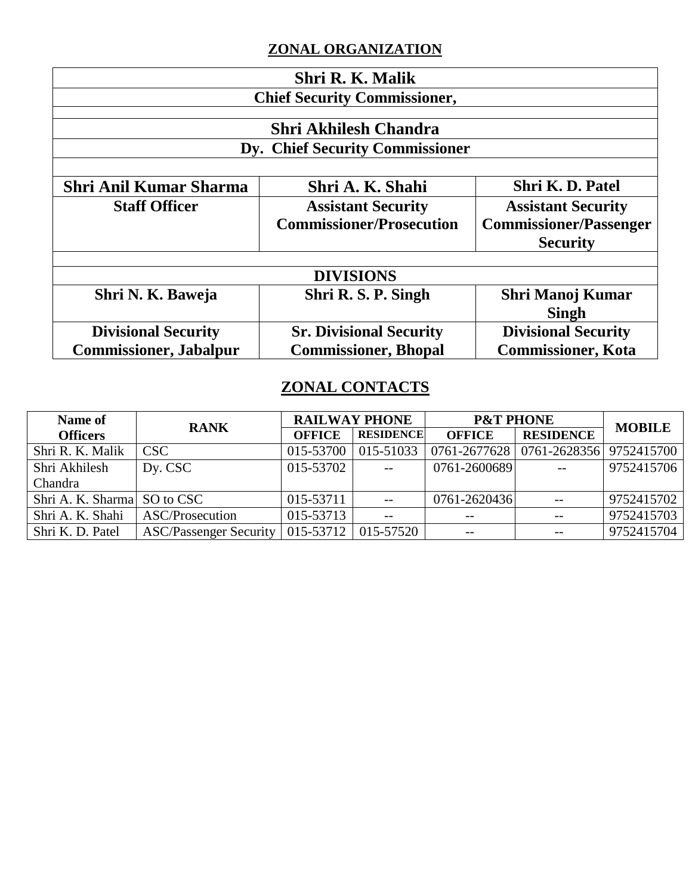## ZONAL ORGANIZATION

| | | |
|---|---|---|
| **Shri R. K. Malik** | | |
| **Chief Security Commissioner,** | | |
| | | |
| **Shri Akhilesh Chandra** | | |
| **Dy. Chief Security Commissioner** | | |
| | | |
| **Shri Anil Kumar Sharma** | **Shri A. K. Shahi** | **Shri K. D. Patel** |
| **Staff Officer** | **Assistant Security Commissioner/Prosecution** | **Assistant Security Commissioner/Passenger Security** |
| | | |
| **DIVISIONS** | | |
| **Shri N. K. Baweja** | **Shri R. S. P. Singh** | **Shri Manoj Kumar Singh** |
| **Divisional Security Commissioner, Jabalpur** | **Sr. Divisional Security Commissioner, Bhopal** | **Divisional Security Commissioner, Kota** |

## ZONAL CONTACTS

| Name of Officers | RANK | RAILWAY PHONE | | P&T PHONE | | MOBILE |
|---|---|---|---|---|---|---|
| | | OFFICE | RESIDENCE | OFFICE | RESIDENCE | |
| Shri R. K. Malik | CSC | 015-53700 | 015-51033 | 0761-2677628 | 0761-2628356 | 9752415700 |
| Shri Akhilesh Chandra | Dy. CSC | 015-53702 | -- | 0761-2600689 | -- | 9752415706 |
| Shri A. K. Sharma | SO to CSC | 015-53711 | -- | 0761-2620436 | -- | 9752415702 |
| Shri A. K. Shahi | ASC/Prosecution | 015-53713 | -- | -- | -- | 9752415703 |
| Shri K. D. Patel | ASC/Passenger Security | 015-53712 | 015-57520 | -- | -- | 9752415704 |